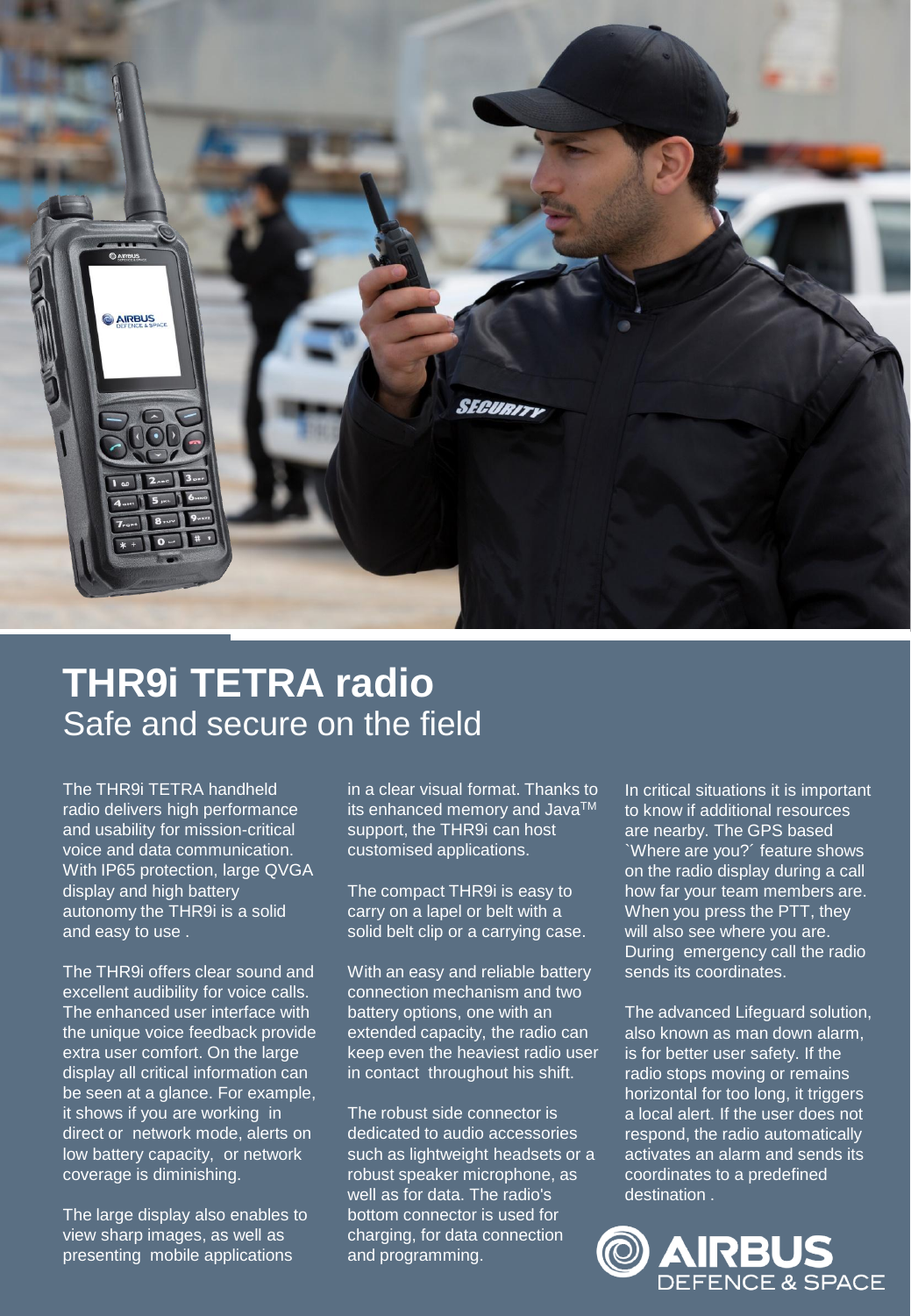# THR9i TETRA radio

## Safe and secure on the field

The THR9i TETRA handheld radio delivers high performance and usability for mission-critical voice and data communication. With IP65 protection, large QVGA display and high battery autonomy the THR9i is a solid and easy to use .

The THR9i offers clear sound and excellent audibility for voice calls. The enhanced user interface with the unique voice feedback provide extra user comfort. On the large display all critical information can be seen at a glance. For example, it shows if you are working in direct or network mode, alerts on low battery capacity, or network coverage is diminishing.

The large display also enables to view sharp images, as well as presenting mobile applications in a clear visual format. Thanks to its enhanced memory and Java™ support, the THR9i can host customised applications.

The compact THR9i is easy to carry on a lapel or belt with a solid belt clip or a carrying case.

With an easy and reliable battery connection mechanism and two battery options, one with an extended capacity, the radio can keep even the heaviest radio user in contact throughout his shift.

The robust side connector is dedicated to audio accessories such as lightweight headsets or a robust speaker microphone, as well as for data. The radio's bottom connector is used for charging, for data connection and programming.

In critical situations it is important to know if additional resources are nearby. The GPS based `Where are you?´ feature shows on the radio display during a call how far your team members are. When you press the PTT, they will also see where you are. During emergency call the radio sends its coordinates.

The advanced Lifeguard solution, also known as man down alarm, is for better user safety. If the radio stops moving or remains horizontal for too long, it triggers a local alert. If the user does not respond, the radio automatically activates an alarm and sends its coordinates to a predefined destination .

AIRBUS DEFENCE & SPACE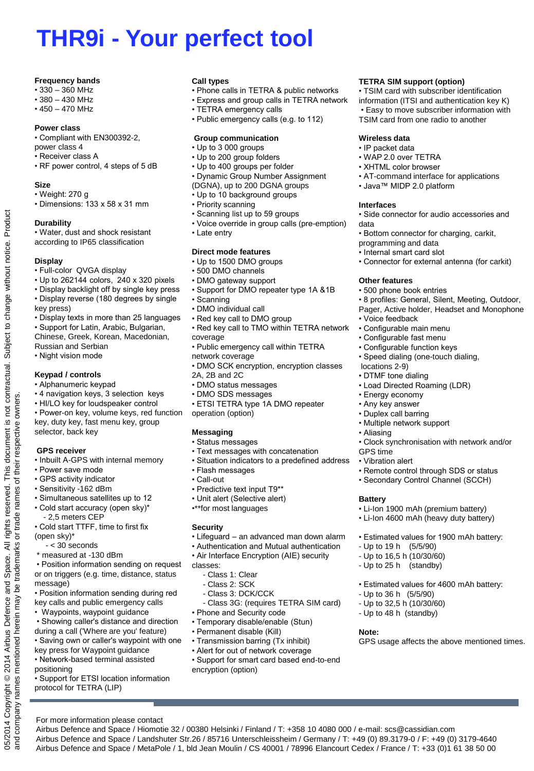# THR9i - Your perfect tool

**Frequency bands**
- 330 – 360 MHz
- 380 – 430 MHz
- 450 – 470 MHz

**Power class**
- Compliant with EN300392-2, power class 4
- Receiver class A
- RF power control, 4 steps of 5 dB

**Size**
- Weight: 270 g
- Dimensions: 133 x 58 x 31 mm

**Durability**
- Water, dust and shock resistant according to IP65 classification

**Display**
- Full-color QVGA display
- Up to 262144 colors, 240 x 320 pixels
- Display backlight off by single key press
- Display reverse (180 degrees by single key press)
- Display texts in more than 25 languages
- Support for Latin, Arabic, Bulgarian, Chinese, Greek, Korean, Macedonian, Russian and Serbian
- Night vision mode

**Keypad / controls**
- Alphanumeric keypad
- 4 navigation keys, 3 selection keys
- HI/LO key for loudspeaker control
- Power-on key, volume keys, red function key, duty key, fast menu key, group selector, back key

**GPS receiver**
- Inbuilt A-GPS with internal memory
- Power save mode
- GPS activity indicator
- Sensitivity -162 dBm
- Simultaneous satellites up to 12
- Cold start accuracy (open sky)*
  - 2,5 meters CEP
- Cold start TTFF, time to first fix (open sky)*
  - < 30 seconds

\* measured at -130 dBm
- Position information sending on request or on triggers (e.g. time, distance, status message)
- Position information sending during red key calls and public emergency calls
- Waypoints, waypoint guidance
- Showing caller's distance and direction during a call ('Where are you' feature)
- Saving own or caller's waypoint with one key press for Waypoint guidance
- Network-based terminal assisted positioning
- Support for ETSI location information protocol for TETRA (LIP)

**Call types**
- Phone calls in TETRA & public networks
- Express and group calls in TETRA network
- TETRA emergency calls
- Public emergency calls (e.g. to 112)

**Group communication**
- Up to 3 000 groups
- Up to 200 group folders
- Up to 400 groups per folder
- Dynamic Group Number Assignment (DGNA), up to 200 DGNA groups
- Up to 10 background groups
- Priority scanning
- Scanning list up to 59 groups
- Voice override in group calls (pre-emption)
- Late entry

**Direct mode features**
- Up to 1500 DMO groups
- 500 DMO channels
- DMO gateway support
- Support for DMO repeater type 1A &1B
- Scanning
- DMO individual call
- Red key call to DMO group
- Red key call to TMO within TETRA network coverage
- Public emergency call within TETRA network coverage
- DMO SCK encryption, encryption classes 2A, 2B and 2C
- DMO status messages
- DMO SDS messages
- ETSI TETRA type 1A DMO repeater operation (option)

**Messaging**
- Status messages
- Text messages with concatenation
- Situation indicators to a predefined address
- Flash messages
- Call-out
- Predictive text input T9**
- Unit alert (Selective alert)

•**for most languages

**Security**
- Lifeguard – an advanced man down alarm
- Authentication and Mutual authentication
- Air Interface Encryption (AIE) security classes:
  - Class 1: Clear
  - Class 2: SCK
  - Class 3: DCK/CCK
  - Class 3G: (requires TETRA SIM card)
- Phone and Security code
- Temporary disable/enable (Stun)
- Permanent disable (Kill)
- Transmission barring (Tx inhibit)
- Alert for out of network coverage
- Support for smart card based end-to-end encryption (option)

**TETRA SIM support (option)**
- TSIM card with subscriber identification information (ITSI and authentication key K)
- Easy to move subscriber information with TSIM card from one radio to another

**Wireless data**
- IP packet data
- WAP 2.0 over TETRA
- XHTML color browser
- AT-command interface for applications
- Java™ MIDP 2.0 platform

**Interfaces**
- Side connector for audio accessories and data
- Bottom connector for charging, carkit, programming and data
- Internal smart card slot
- Connector for external antenna (for carkit)

**Other features**
- 500 phone book entries
- 8 profiles: General, Silent, Meeting, Outdoor, Pager, Active holder, Headset and Monophone
- Voice feedback
- Configurable main menu
- Configurable fast menu
- Configurable function keys
- Speed dialing (one-touch dialing, locations 2-9)
- DTMF tone dialing
- Load Directed Roaming (LDR)
- Energy economy
- Any key answer
- Duplex call barring
- Multiple network support
- Aliasing
- Clock synchronisation with network and/or GPS time
- Vibration alert
- Remote control through SDS or status
- Secondary Control Channel (SCCH)

**Battery**
- Li-Ion 1900 mAh (premium battery)
- Li-Ion 4600 mAh (heavy duty battery)

- Estimated values for 1900 mAh battery:
  - Up to 19 h (5/5/90)
  - Up to 16,5 h (10/30/60)
  - Up to 25 h (standby)

- Estimated values for 4600 mAh battery:
  - Up to 36 h (5/5/90)
  - Up to 32,5 h (10/30/60)
  - Up to 48 h (standby)

**Note:**
GPS usage affects the above mentioned times.

For more information please contact
Airbus Defence and Space / Hiomotie 32 / 00380 Helsinki / Finland / T: +358 10 4080 000 / e-mail: scs@cassidian.com
Airbus Defence and Space / Landshuter Str.26 / 85716 Unterschleissheim / Germany / T: +49 (0) 89.3179-0 / F: +49 (0) 3179-4640
Airbus Defence and Space / MetaPole / 1, bld Jean Moulin / CS 40001 / 78996 Elancourt Cedex / France / T: +33 (0)1 61 38 50 00

05/2014 Copyright © 2014 Airbus Defence and Space. All rights reserved. This document is not contractual. Subject to change without notice. Product and company names mentioned herein may be trademarks or trade names of their respective owners.